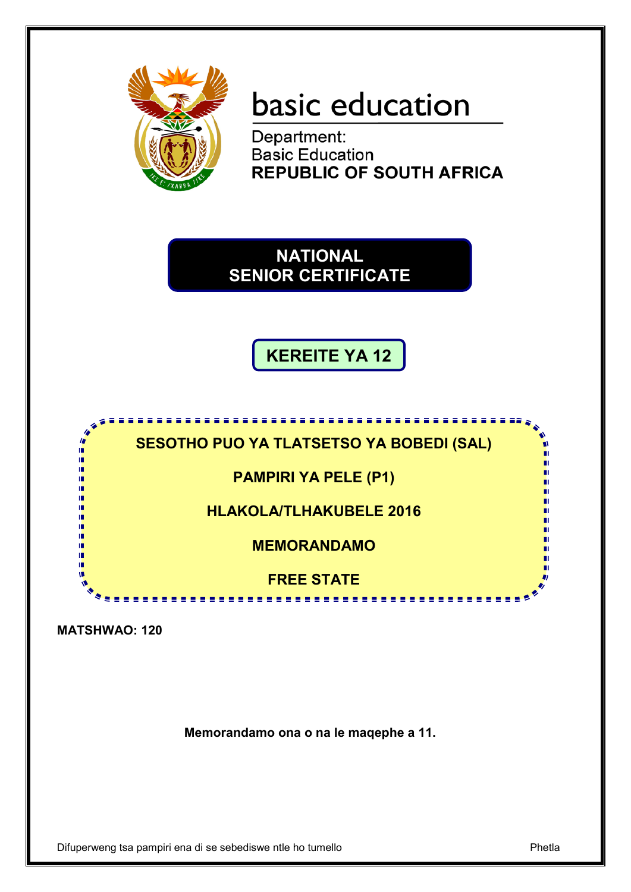basic education

Department:
Basic Education
**REPUBLIC OF SOUTH AFRICA**

# NATIONAL SENIOR CERTIFICATE

## KEREITE YA 12

**SESOTHO PUO YA TLATSETSO YA BOBEDI (SAL)**

**PAMPIRI YA PELE (P1)**

**HLAKOLA/TLHAKUBELE 2016**

**MEMORANDAMO**

**FREE STATE**

**MATSHWAO: 120**

**Memorandamo ona o na le maqephe a 11.**

Difuperweng tsa pampiri ena di se sebediswe ntle ho tumello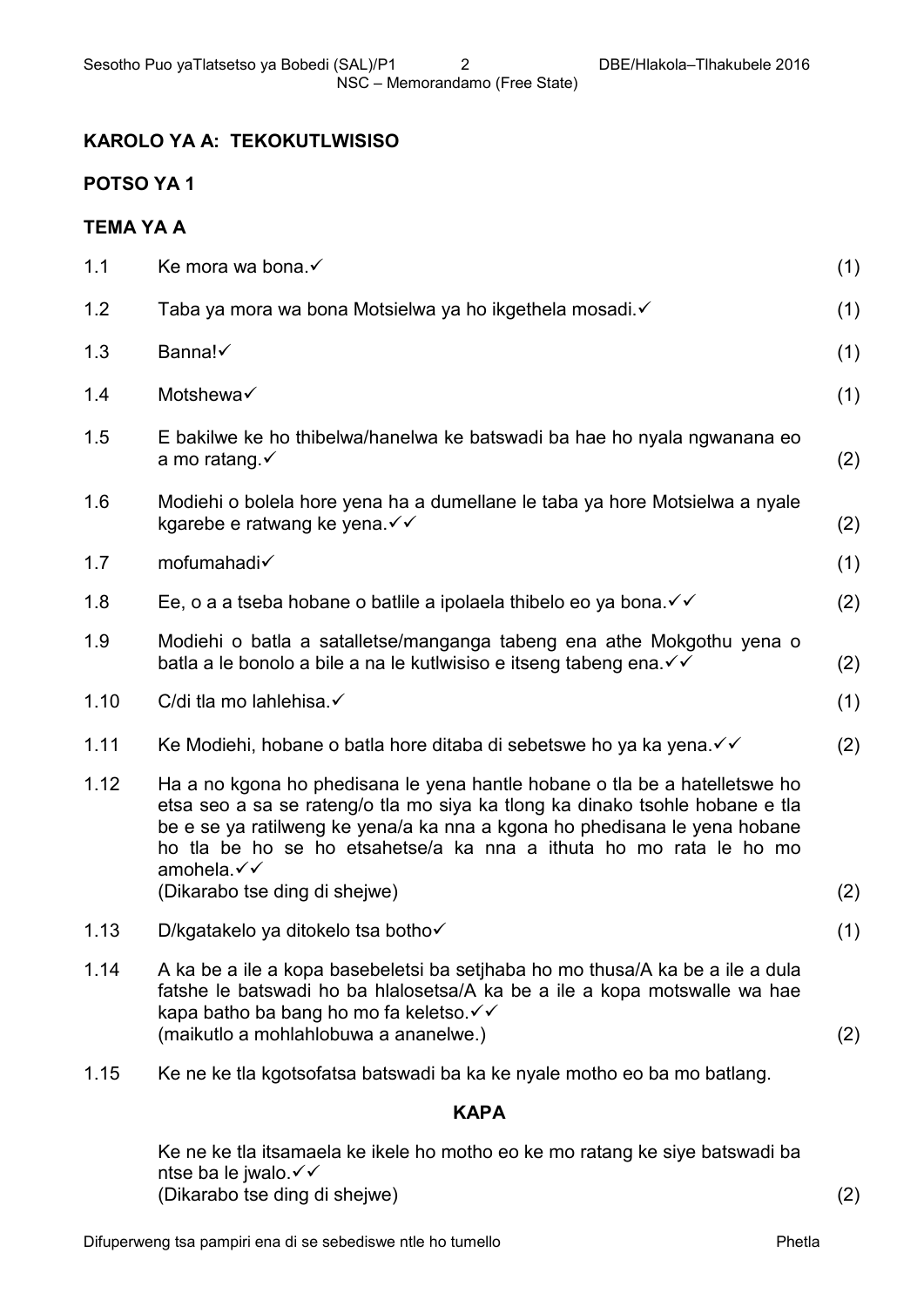## KAROLO YA A: TEKOKUTLWISISO

### POTSO YA 1

### TEMA YA A

| | | |
|---|---|---|
| 1.1 | Ke mora wa bona.✓ | (1) |
| 1.2 | Taba ya mora wa bona Motsielwa ya ho ikgethela mosadi.✓ | (1) |
| 1.3 | Banna!✓ | (1) |
| 1.4 | Motshewa✓ | (1) |
| 1.5 | E bakilwe ke ho thibelwa/hanelwa ke batswadi ba hae ho nyala ngwanana eo a mo ratang.✓ | (2) |
| 1.6 | Modiehi o bolela hore yena ha a dumellane le taba ya hore Motsielwa a nyale kgarebe e ratwang ke yena.✓✓ | (2) |
| 1.7 | mofumahadi✓ | (1) |
| 1.8 | Ee, o a a tseba hobane o batlile a ipolaela thibelo eo ya bona.✓✓ | (2) |
| 1.9 | Modiehi o batla a satalletse/manganga tabeng ena athe Mokgothu yena o batla a le bonolo a bile a na le kutlwisiso e itseng tabeng ena.✓✓ | (2) |
| 1.10 | C/di tla mo lahlehisa.✓ | (1) |
| 1.11 | Ke Modiehi, hobane o batla hore ditaba di sebetswe ho ya ka yena.✓✓ | (2) |
| 1.12 | Ha a no kgona ho phedisana le yena hantle hobane o tla be a hatelletswe ho etsa seo a sa se rateng/o tla mo siya ka tlong ka dinako tsohle hobane e tla be e se ya ratilweng ke yena/a ka nna a kgona ho phedisana le yena hobane ho tla be ho se ho etsahetse/a ka nna a ithuta ho mo rata le ho mo amohela.✓✓<br>(Dikarabo tse ding di shejwe) | (2) |
| 1.13 | D/kgatakelo ya ditokelo tsa botho✓ | (1) |
| 1.14 | A ka be a ile a kopa basebeletsi ba setjhaba ho mo thusa/A ka be a ile a dula fatshe le batswadi ho ba hlalosetsa/A ka be a ile a kopa motswalle wa hae kapa batho ba bang ho mo fa keletso.✓✓<br>(maikutlo a mohlahlobuwa a ananelwe.) | (2) |
| 1.15 | Ke ne ke tla kgotsofatsa batswadi ba ka ke nyale motho eo ba mo batlang.<br><br>**KAPA**<br><br>Ke ne ke tla itsamaela ke ikele ho motho eo ke mo ratang ke siye batswadi ba ntse ba le jwalo.✓✓<br>(Dikarabo tse ding di shejwe) | (2) |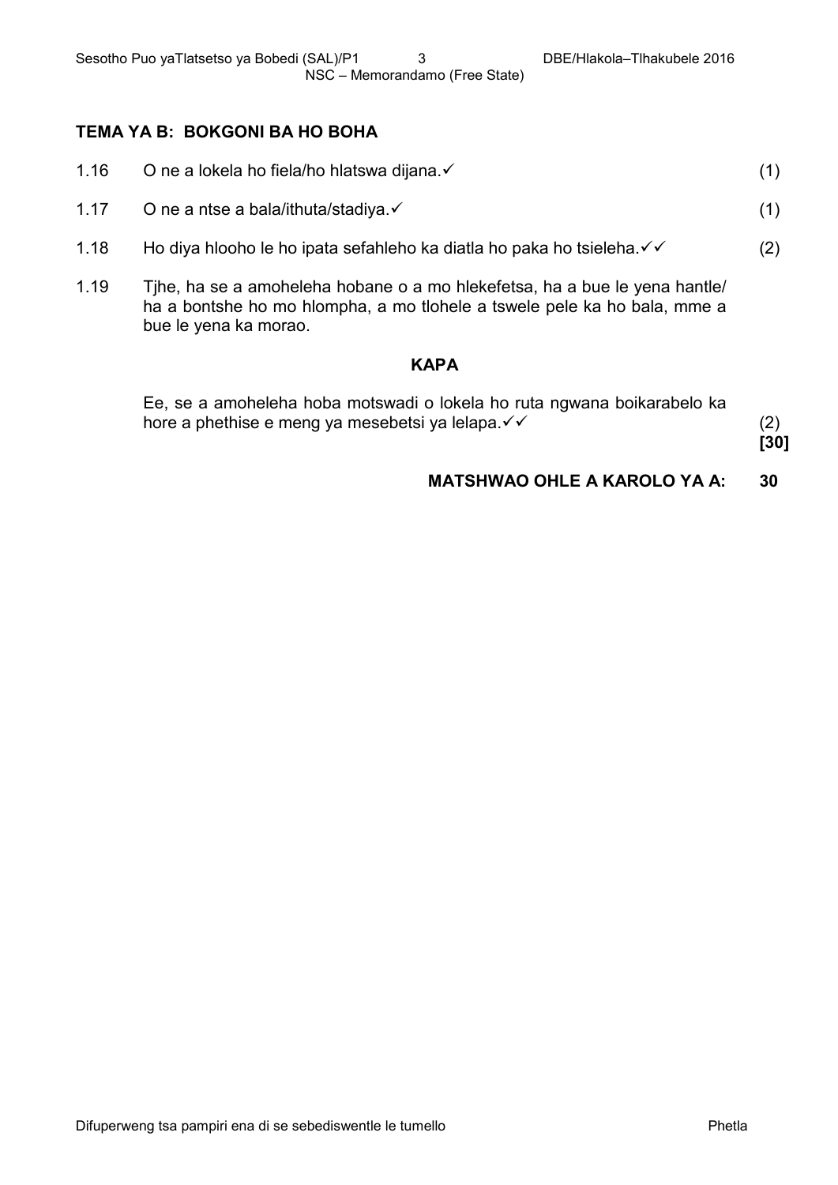## TEMA YA B: BOKGONI BA HO BOHA

1.16 O ne a lokela ho fiela/ho hlatswa dijana.✓ (1)

1.17 O ne a ntse a bala/ithuta/stadiya.✓ (1)

1.18 Ho diya hlooho le ho ipata sefahleho ka diatla ho paka ho tsieleha.✓✓ (2)

1.19 Tjhe, ha se a amoheleha hobane o a mo hlekefetsa, ha a bue le yena hantle/ ha a bontshe ho mo hlompha, a mo tlohele a tswele pele ka ho bala, mme a bue le yena ka morao.

**KAPA**

Ee, se a amoheleha hoba motswadi o lokela ho ruta ngwana boikarabelo ka hore a phethise e meng ya mesebetsi ya lelapa.✓✓ (2)

**[30]**

**MATSHWAO OHLE A KAROLO YA A: 30**

Difuperweng tsa pampiri ena di se sebediswentle le tumello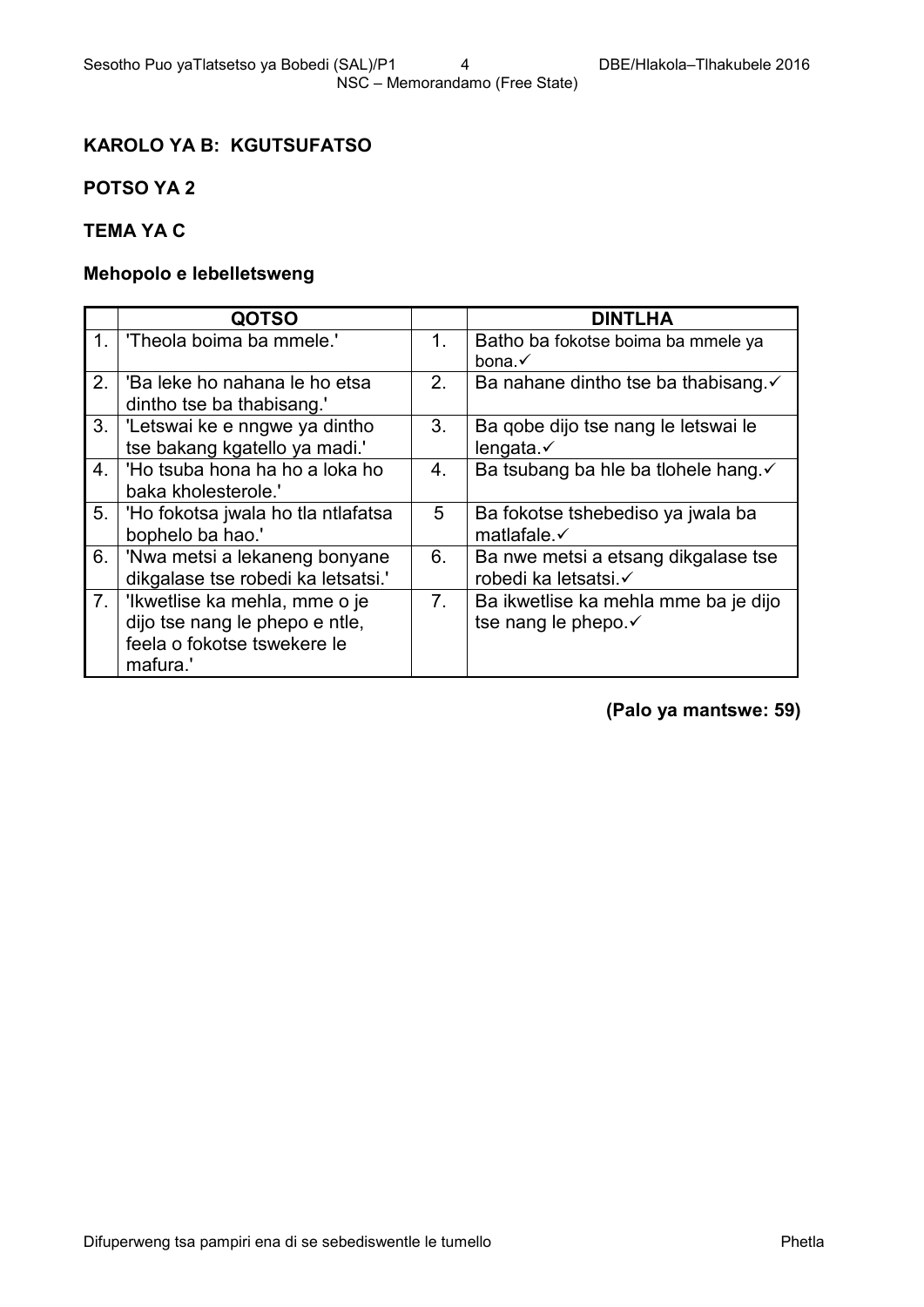## KAROLO YA B: KGUTSUFATSO

### POTSO YA 2

### TEMA YA C

**Mehopolo e lebelletsweng**

| | QOTSO | | DINTLHA |
|---|---|---|---|
| 1. | 'Theola boima ba mmele.' | 1. | Batho ba fokotse boima ba mmele ya bona.✓ |
| 2. | 'Ba leke ho nahana le ho etsa dintho tse ba thabisang.' | 2. | Ba nahane dintho tse ba thabisang.✓ |
| 3. | 'Letswai ke e nngwe ya dintho tse bakang kgatello ya madi.' | 3. | Ba qobe dijo tse nang le letswai le lengata.✓ |
| 4. | 'Ho tsuba hona ha ho a loka ho baka kholesterole.' | 4. | Ba tsubang ba hle ba tlohele hang.✓ |
| 5. | 'Ho fokotsa jwala ho tla ntlafatsa bophelo ba hao.' | 5 | Ba fokotse tshebediso ya jwala ba matlafale.✓ |
| 6. | 'Nwa metsi a lekaneng bonyane dikgalase tse robedi ka letsatsi.' | 6. | Ba nwe metsi a etsang dikgalase tse robedi ka letsatsi.✓ |
| 7. | 'Ikwetlise ka mehla, mme o je dijo tse nang le phepo e ntle, feela o fokotse tswekere le mafura.' | 7. | Ba ikwetlise ka mehla mme ba je dijo tse nang le phepo.✓ |

**(Palo ya mantswe: 59)**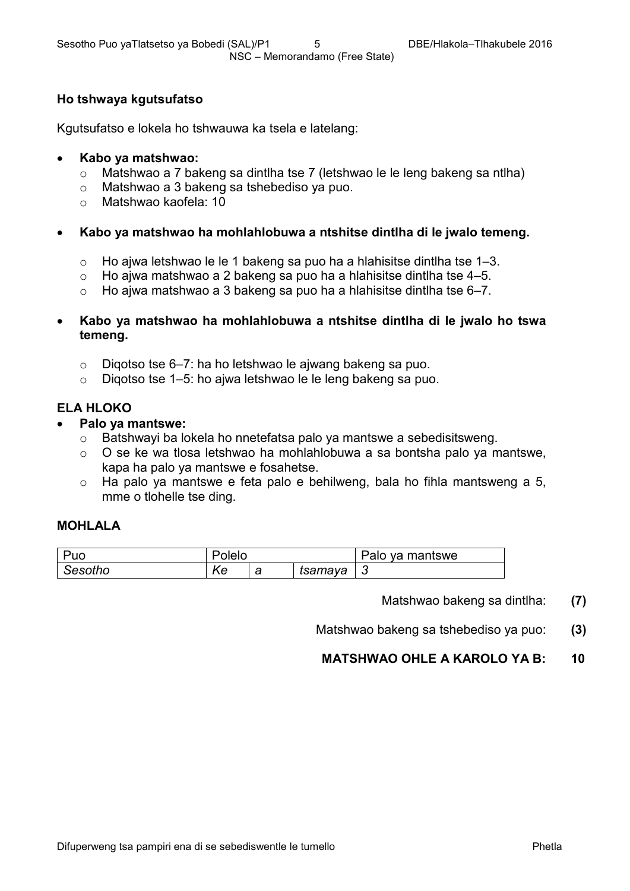**Ho tshwaya kgutsufatso**

Kgutsufatso e lokela ho tshwauwa ka tsela e latelang:

- **Kabo ya matshwao:**
  - Matshwao a 7 bakeng sa dintlha tse 7 (letshwao le le leng bakeng sa ntlha)
  - Matshwao a 3 bakeng sa tshebediso ya puo.
  - Matshwao kaofela: 10

- **Kabo ya matshwao ha mohlahlobuwa a ntshitse dintlha di le jwalo temeng.**
  - Ho ajwa letshwao le le 1 bakeng sa puo ha a hlahisitse dintlha tse 1–3.
  - Ho ajwa matshwao a 2 bakeng sa puo ha a hlahisitse dintlha tse 4–5.
  - Ho ajwa matshwao a 3 bakeng sa puo ha a hlahisitse dintlha tse 6–7.

- **Kabo ya matshwao ha mohlahlobuwa a ntshitse dintlha di le jwalo ho tswa temeng.**
  - Diqotso tse 6–7: ha ho letshwao le ajwang bakeng sa puo.
  - Diqotso tse 1–5: ho ajwa letshwao le le leng bakeng sa puo.

**ELA HLOKO**

- **Palo ya mantswe:**
  - Batshwayi ba lokela ho nnetefatsa palo ya mantswe a sebedisitsweng.
  - O se ke wa tlosa letshwao ha mohlahlobuwa a sa bontsha palo ya mantswe, kapa ha palo ya mantswe e fosahetse.
  - Ha palo ya mantswe e feta palo e behilweng, bala ho fihla mantsweng a 5, mme o tlohelle tse ding.

**MOHLALA**

| Puo | Polelo | | | Palo ya mantswe |
|---|---|---|---|---|
| *Sesotho* | *Ke* | *a* | *tsamaya* | *3* |

Matshwao bakeng sa dintlha: **(7)**

Matshwao bakeng sa tshebediso ya puo: **(3)**

**MATSHWAO OHLE A KAROLO YA B: 10**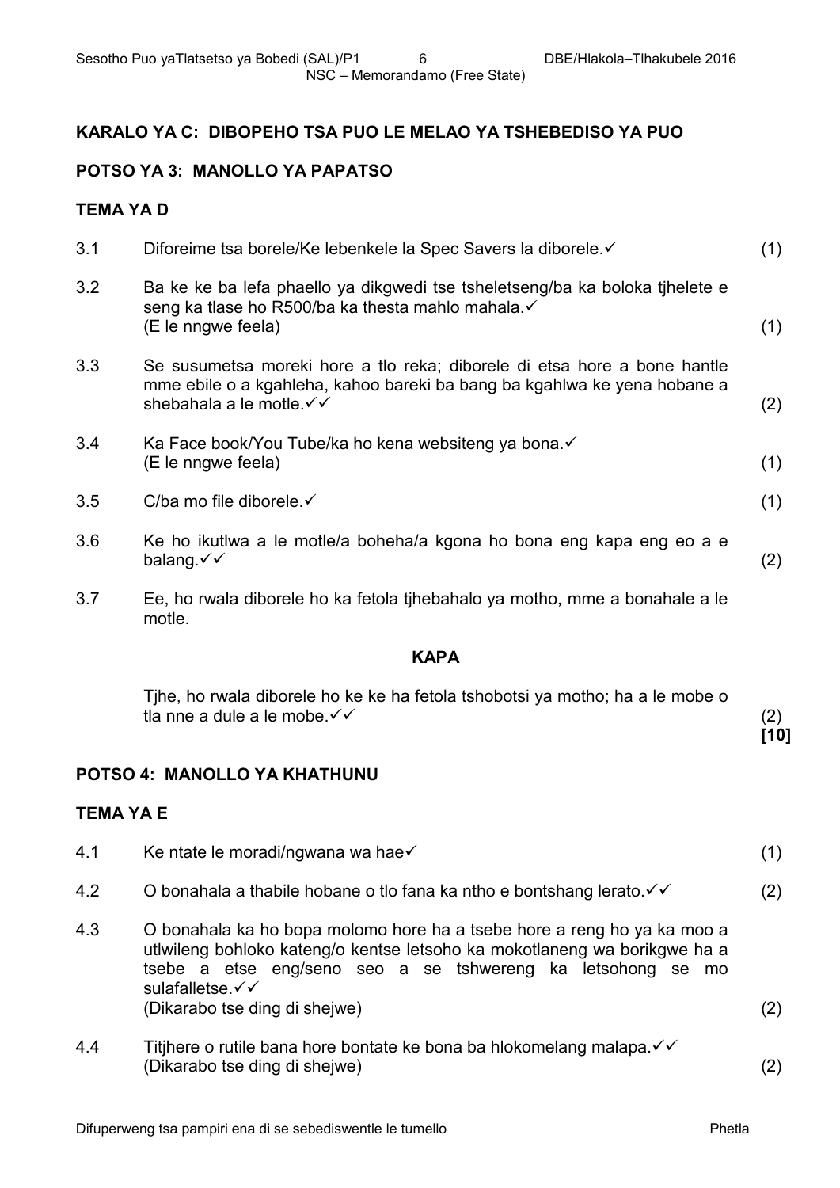## KARALO YA C: DIBOPEHO TSA PUO LE MELAO YA TSHEBEDISO YA PUO

### POTSO YA 3: MANOLLO YA PAPATSO

### TEMA YA D

3.1 Diforeime tsa borele/Ke lebenkele la Spec Savers la diborele.✓ (1)

3.2 Ba ke ke ba lefa phaello ya dikgwedi tse tsheletseng/ba ka boloka tjhelete e seng ka tlase ho R500/ba ka thesta mahlo mahala.✓
(E le nngwe feela) (1)

3.3 Se susumetsa moreki hore a tlo reka; diborele di etsa hore a bone hantle mme ebile o a kgahleha, kahoo bareki ba bang ba kgahlwa ke yena hobane a shebahala a le motle.✓✓ (2)

3.4 Ka Face book/You Tube/ka ho kena websiteng ya bona.✓
(E le nngwe feela) (1)

3.5 C/ba mo file diborele.✓ (1)

3.6 Ke ho ikutlwa a le motle/a boheha/a kgona ho bona eng kapa eng eo a e balang.✓✓ (2)

3.7 Ee, ho rwala diborele ho ka fetola tjhebahalo ya motho, mme a bonahale a le motle.

**KAPA**

Tjhe, ho rwala diborele ho ke ke ha fetola tshobotsi ya motho; ha a le mobe o tla nne a dule a le mobe.✓✓ (2)
**[10]**

### POTSO 4: MANOLLO YA KHATHUNU

### TEMA YA E

4.1 Ke ntate le moradi/ngwana wa hae✓ (1)

4.2 O bonahala a thabile hobane o tlo fana ka ntho e bontshang lerato.✓✓ (2)

4.3 O bonahala ka ho bopa molomo hore ha a tsebe hore a reng ho ya ka moo a utlwileng bohloko kateng/o kentse letsoho ka mokotlaneng wa borikgwe ha a tsebe a etse eng/seno seo a se tshwereng ka letsohong se mo sulafalletse.✓✓
(Dikarabo tse ding di shejwe) (2)

4.4 Titjhere o rutile bana hore bontate ke bona ba hlokomelang malapa.✓✓
(Dikarabo tse ding di shejwe) (2)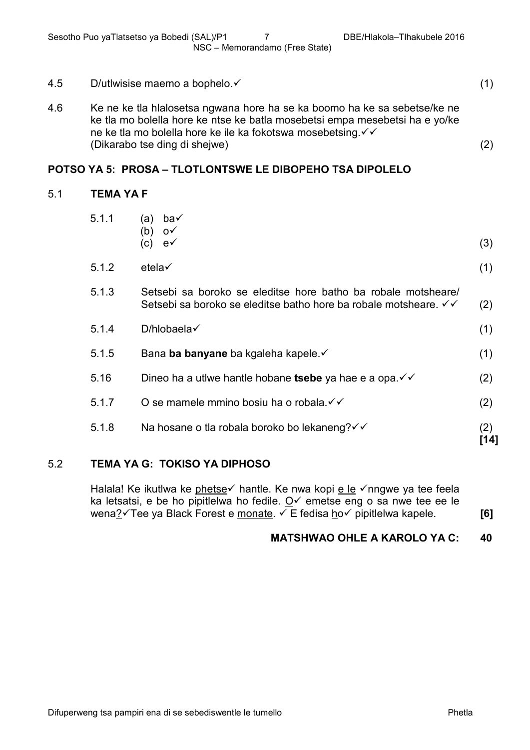4.5 D/utlwisise maemo a bophelo.✓ (1)

4.6 Ke ne ke tla hlalosetsa ngwana hore ha se ka boomo ha ke sa sebetse/ke ne ke tla mo bolella hore ke ntse ke batla mosebetsi empa mesebetsi ha e yo/ke ne ke tla mo bolella hore ke ile ka fokotswa mosebetsing.✓✓ (Dikarabo tse ding di shejwe) (2)

## POTSO YA 5: PROSA – TLOTLONTSWE LE DIBOPEHO TSA DIPOLELO

### 5.1 TEMA YA F

5.1.1 (a) ba✓
(b) o✓
(c) e✓ (3)

5.1.2 etela✓ (1)

5.1.3 Setsebi sa boroko se eleditse hore batho ba robale motsheare/ Setsebi sa boroko se eleditse batho hore ba robale motsheare. ✓✓ (2)

5.1.4 D/hlobaela✓ (1)

5.1.5 Bana **ba banyane** ba kgaleha kapele.✓ (1)

5.16 Dineo ha a utlwe hantle hobane **tsebe** ya hae e a opa.✓✓ (2)

5.1.7 O se mamele mmino bosiu ha o robala.✓✓ (2)

5.1.8 Na hosane o tla robala boroko bo lekaneng?✓✓ (2)
**[14]**

### 5.2 TEMA YA G: TOKISO YA DIPHOSO

Halala! Ke ikutlwa ke <u>phetse</u>✓ hantle. Ke nwa kopi <u>e le</u> ✓nngwe ya tee feela ka letsatsi, e be ho pipitlelwa ho fedile. <u>O</u>✓ emetse eng o sa nwe tee ee le wena<u>?</u>✓Tee ya Black Forest e <u>monate</u>. ✓ E fedisa <u>ho</u>✓ pipitlelwa kapele. **[6]**

**MATSHWAO OHLE A KAROLO YA C: 40**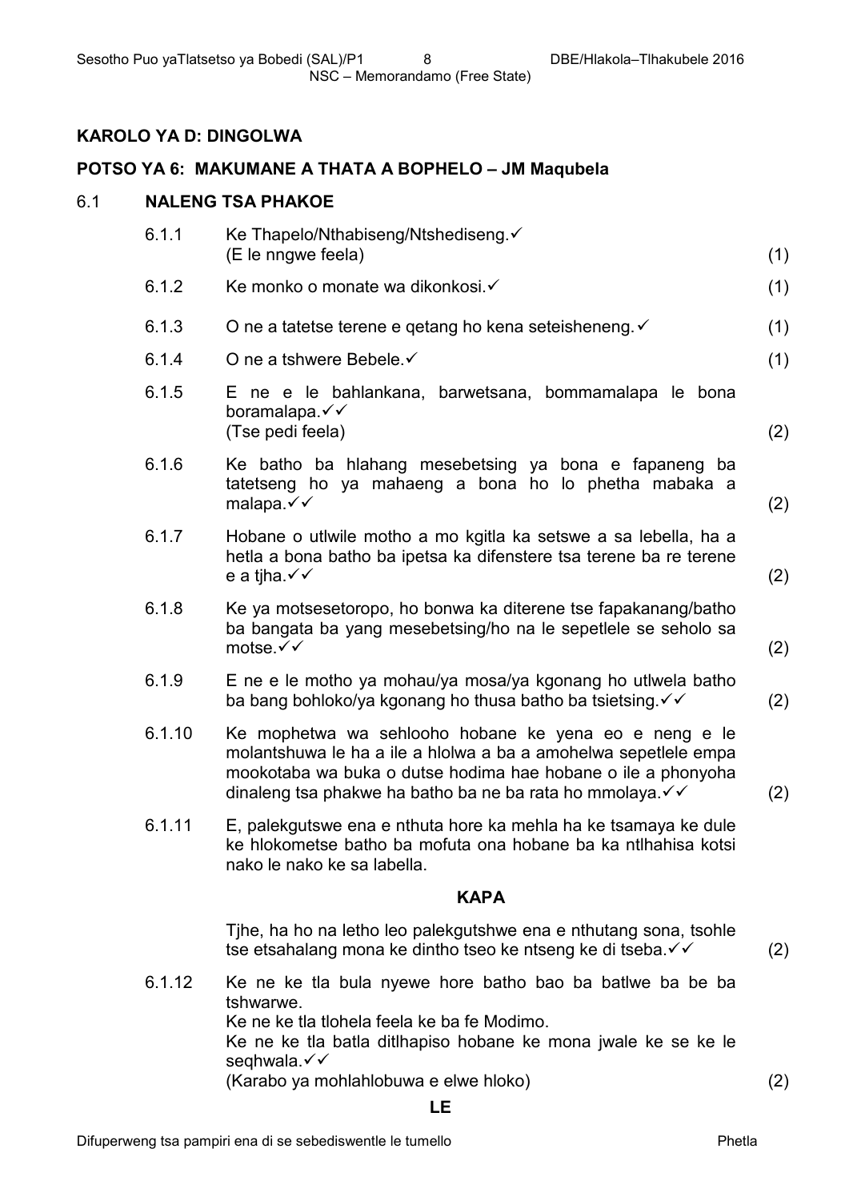## KAROLO YA D: DINGOLWA

### POTSO YA 6: MAKUMANE A THATA A BOPHELO – JM Maqubela

**6.1 NALENG TSA PHAKOE**

6.1.1 Ke Thapelo/Nthabiseng/Ntshediseng.✓
(E le nngwe feela) (1)

6.1.2 Ke monko o monate wa dikonkosi.✓ (1)

6.1.3 O ne a tatetse terene e qetang ho kena seteisheneng.✓ (1)

6.1.4 O ne a tshwere Bebele.✓ (1)

6.1.5 E ne e le bahlankana, barwetsana, bommamalapa le bona boramalapa.✓✓
(Tse pedi feela) (2)

6.1.6 Ke batho ba hlahang mesebetsing ya bona e fapaneng ba tatetseng ho ya mahaeng a bona ho lo phetha mabaka a malapa.✓✓ (2)

6.1.7 Hobane o utlwile motho a mo kgitla ka setswe a sa lebella, ha a hetla a bona batho ba ipetsa ka difenstere tsa terene ba re terene e a tjha.✓✓ (2)

6.1.8 Ke ya motsesetoropo, ho bonwa ka diterene tse fapakanang/batho ba bangata ba yang mesebetsing/ho na le sepetlele se seholo sa motse.✓✓ (2)

6.1.9 E ne e le motho ya mohau/ya mosa/ya kgonang ho utlwela batho ba bang bohloko/ya kgonang ho thusa batho ba tsietsing.✓✓ (2)

6.1.10 Ke mophetwa wa sehlooho hobane ke yena eo e neng e le molantshuwa le ha a ile a hlolwa a ba a amohelwa sepetlele empa mookotaba wa buka o dutse hodima hae hobane o ile a phonyoha dinaleng tsa phakwe ha batho ba ne ba rata ho mmolaya.✓✓ (2)

6.1.11 E, palekgutswe ena e nthuta hore ka mehla ha ke tsamaya ke dule ke hlokometse batho ba mofuta ona hobane ba ka ntlhahisa kotsi nako le nako ke sa labella.

**KAPA**

Tjhe, ha ho na letho leo palekgutshwe ena e nthutang sona, tsohle tse etsahalang mona ke dintho tseo ke ntseng ke di tseba.✓✓ (2)

6.1.12 Ke ne ke tla bula nyewe hore batho bao ba batlwe ba be ba tshwarwe.
Ke ne ke tla tlohela feela ke ba fe Modimo.
Ke ne ke tla batla ditlhapiso hobane ke mona jwale ke se ke le seqhwala.✓✓
(Karabo ya mohlahlobuwa e elwe hloko) (2)

**LE**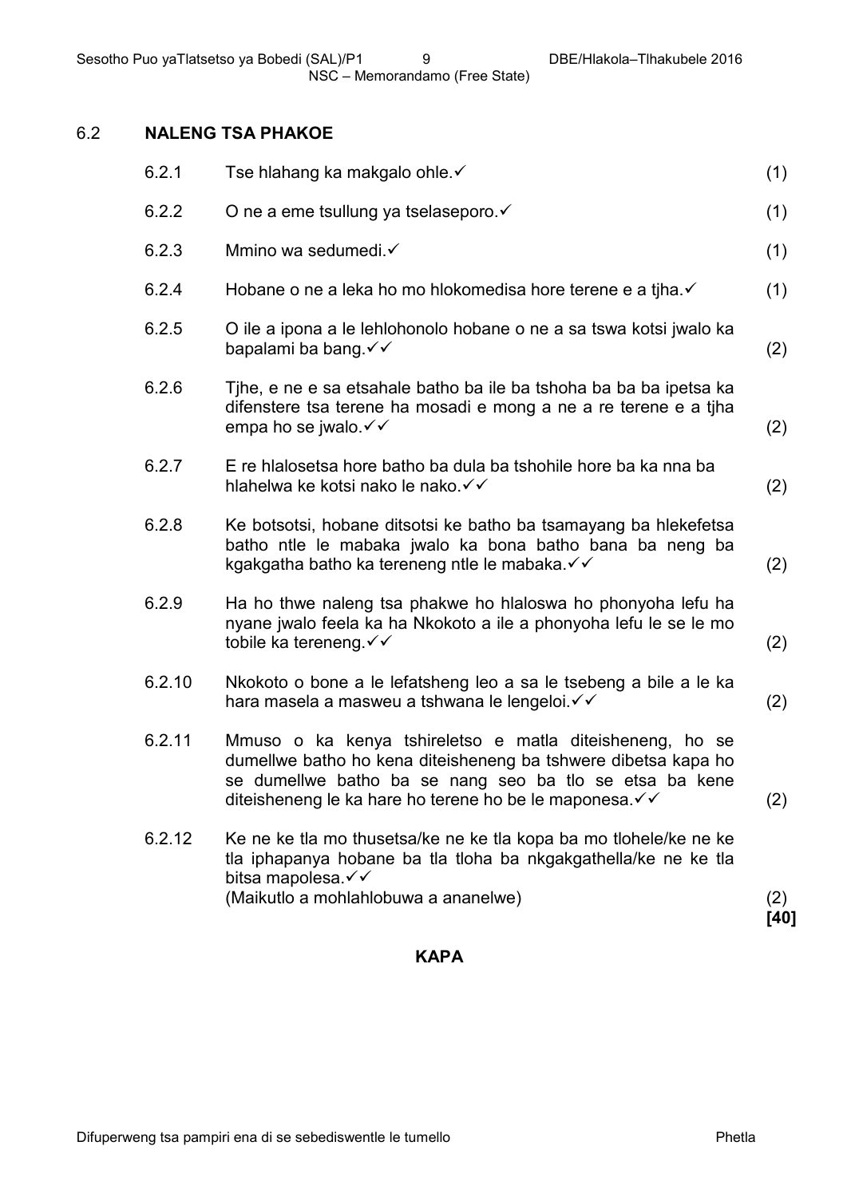## 6.2 NALENG TSA PHAKOE

| | | |
|---|---|---|
| 6.2.1 | Tse hlahang ka makgalo ohle.✓ | (1) |
| 6.2.2 | O ne a eme tsullung ya tselaseporo.✓ | (1) |
| 6.2.3 | Mmino wa sedumedi.✓ | (1) |
| 6.2.4 | Hobane o ne a leka ho mo hlokomedisa hore terene e a tjha.✓ | (1) |
| 6.2.5 | O ile a ipona a le lehlohonolo hobane o ne a sa tswa kotsi jwalo ka bapalami ba bang.✓✓ | (2) |
| 6.2.6 | Tjhe, e ne e sa etsahale batho ba ile ba tshoha ba ba ba ipetsa ka difenstere tsa terene ha mosadi e mong a ne a re terene e a tjha empa ho se jwalo.✓✓ | (2) |
| 6.2.7 | E re hlalosetsa hore batho ba dula ba tshohile hore ba ka nna ba hlahelwa ke kotsi nako le nako.✓✓ | (2) |
| 6.2.8 | Ke botsotsi, hobane ditsotsi ke batho ba tsamayang ba hlekefetsa batho ntle le mabaka jwalo ka bona batho bana ba neng ba kgakgatha batho ka tereneng ntle le mabaka.✓✓ | (2) |
| 6.2.9 | Ha ho thwe naleng tsa phakwe ho hlaloswa ho phonyoha lefu ha nyane jwalo feela ka ha Nkokoto a ile a phonyoha lefu le se le mo tobile ka tereneng.✓✓ | (2) |
| 6.2.10 | Nkokoto o bone a le lefatsheng leo a sa le tsebeng a bile a le ka hara masela a masweu a tshwana le lengeloi.✓✓ | (2) |
| 6.2.11 | Mmuso o ka kenya tshireletso e matla diteisheneng, ho se dumellwe batho ho kena diteisheneng ba tshwere dibetsa kapa ho se dumellwe batho ba se nang seo ba tlo se etsa ba kene diteisheneng le ka hare ho terene ho be le maponesa.✓✓ | (2) |
| 6.2.12 | Ke ne ke tla mo thusetsa/ke ne ke tla kopa ba mo tlohele/ke ne ke tla iphapanya hobane ba tla tloha ba nkgakgathella/ke ne ke tla bitsa mapolesa.✓✓<br>(Maikutlo a mohlahlobuwa a ananelwe) | (2)<br>**[40]** |

**KAPA**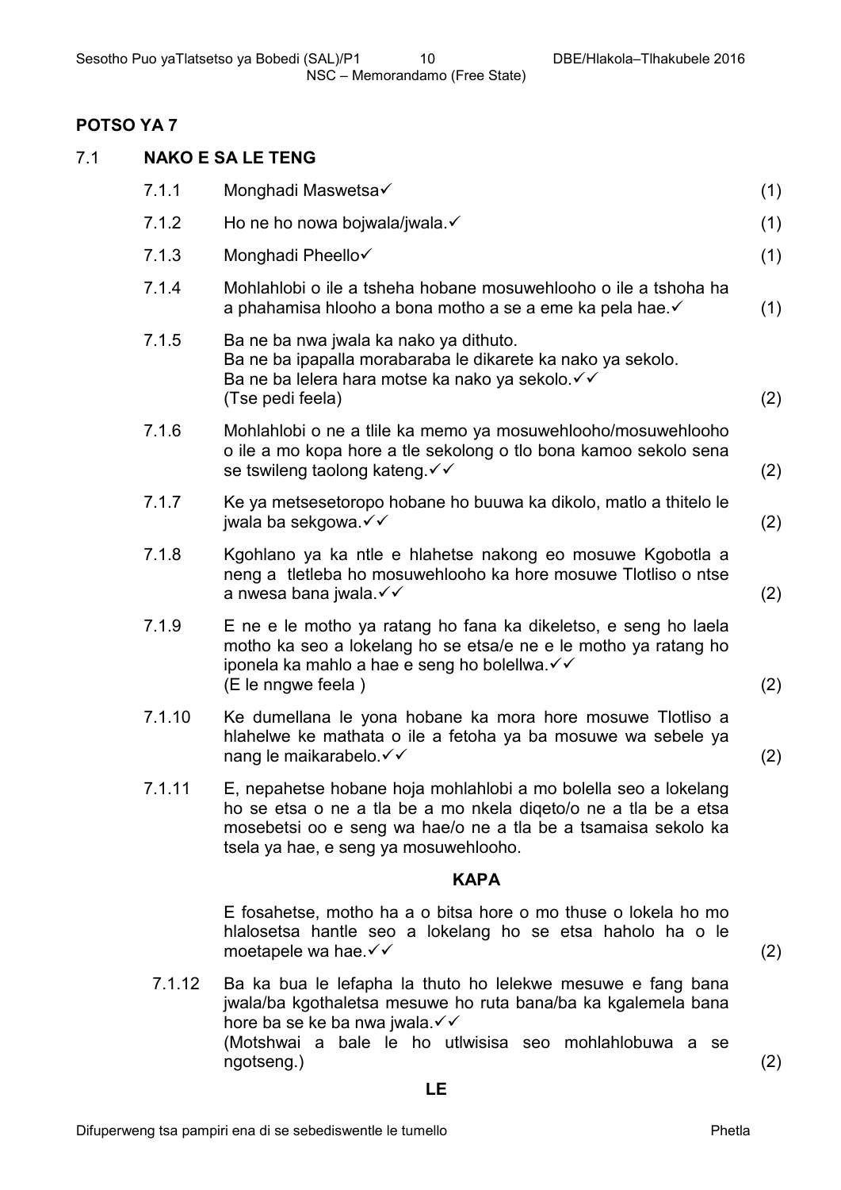## POTSO YA 7

### 7.1 NAKO E SA LE TENG

| | | |
|---|---|---|
| 7.1.1 | Monghadi Maswetsa✓ | (1) |
| 7.1.2 | Ho ne ho nowa bojwala/jwala.✓ | (1) |
| 7.1.3 | Monghadi Pheello✓ | (1) |
| 7.1.4 | Mohlahlobi o ile a tsheha hobane mosuwehlooho o ile a tshoha ha a phahamisa hlooho a bona motho a se a eme ka pela hae.✓ | (1) |
| 7.1.5 | Ba ne ba nwa jwala ka nako ya dithuto.<br>Ba ne ba ipapalla morabaraba le dikarete ka nako ya sekolo.<br>Ba ne ba lelera hara motse ka nako ya sekolo.✓✓<br>(Tse pedi feela) | (2) |
| 7.1.6 | Mohlahlobi o ne a tlile ka memo ya mosuwehlooho/mosuwehlooho o ile a mo kopa hore a tle sekolong o tlo bona kamoo sekolo sena se tswileng taolong kateng.✓✓ | (2) |
| 7.1.7 | Ke ya metsesetoropo hobane ho buuwa ka dikolo, matlo a thitelo le jwala ba sekgowa.✓✓ | (2) |
| 7.1.8 | Kgohlano ya ka ntle e hlahetse nakong eo mosuwe Kgobotla a neng a tletleba ho mosuwehlooho ka hore mosuwe Tlotliso o ntse a nwesa bana jwala.✓✓ | (2) |
| 7.1.9 | E ne e le motho ya ratang ho fana ka dikeletso, e seng ho laela motho ka seo a lokelang ho se etsa/e ne e le motho ya ratang ho iponela ka mahlo a hae e seng ho bolellwa.✓✓<br>(E le nngwe feela ) | (2) |
| 7.1.10 | Ke dumellana le yona hobane ka mora hore mosuwe Tlotliso a hlahelwe ke mathata o ile a fetoha ya ba mosuwe wa sebele ya nang le maikarabelo.✓✓ | (2) |
| 7.1.11 | E, nepahetse hobane hoja mohlahlobi a mo bolella seo a lokelang ho se etsa o ne a tla be a mo nkela diqeto/o ne a tla be a etsa mosebetsi oo e seng wa hae/o ne a tla be a tsamaisa sekolo ka tsela ya hae, e seng ya mosuwehlooho.<br><br>**KAPA**<br><br>E fosahetse, motho ha a o bitsa hore o mo thuse o lokela ho mo hlalosetsa hantle seo a lokelang ho se etsa haholo ha o le moetapele wa hae.✓✓ | (2) |
| 7.1.12 | Ba ka bua le lefapha la thuto ho lelekwe mesuwe e fang bana jwala/ba kgothaletsa mesuwe ho ruta bana/ba ka kgalemela bana hore ba se ke ba nwa jwala.✓✓<br>(Motshwai a bale le ho utlwisisa seo mohlahlobuwa a se ngotseng.) | (2) |

**LE**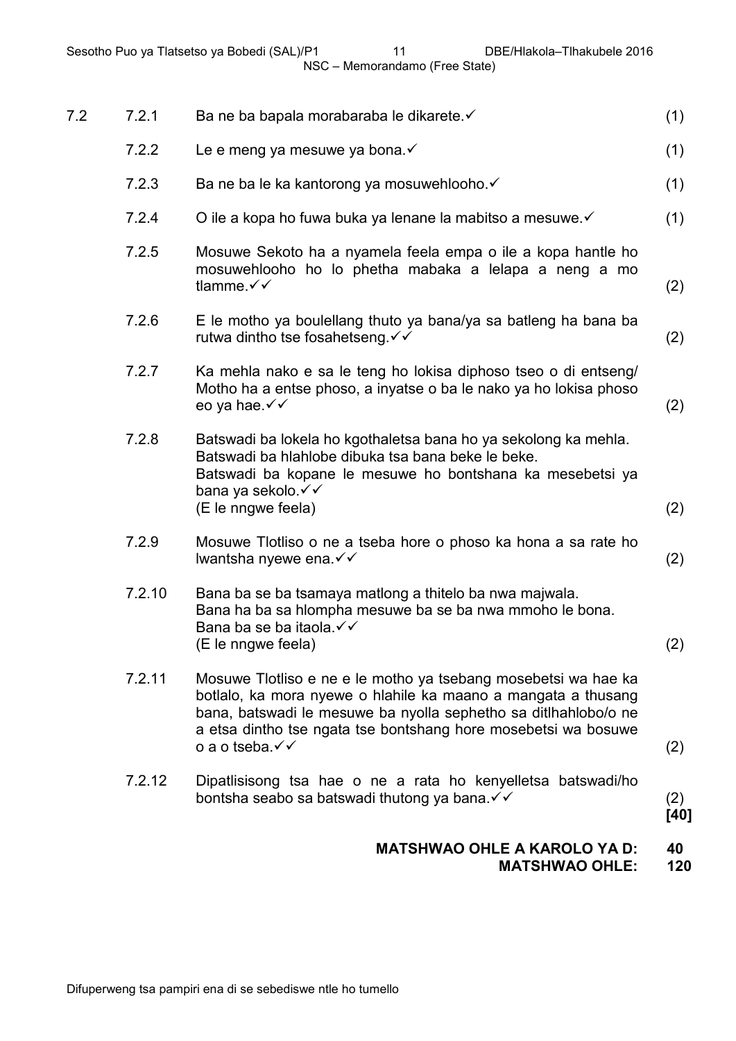| | | | |
|---|---|---|---|
| 7.2 | 7.2.1 | Ba ne ba bapala morabaraba le dikarete.✓ | (1) |
| | 7.2.2 | Le e meng ya mesuwe ya bona.✓ | (1) |
| | 7.2.3 | Ba ne ba le ka kantorong ya mosuwehlooho.✓ | (1) |
| | 7.2.4 | O ile a kopa ho fuwa buka ya lenane la mabitso a mesuwe.✓ | (1) |
| | 7.2.5 | Mosuwe Sekoto ha a nyamela feela empa o ile a kopa hantle ho mosuwehlooho ho lo phetha mabaka a lelapa a neng a mo tlamme.✓✓ | (2) |
| | 7.2.6 | E le motho ya boulellang thuto ya bana/ya sa batleng ha bana ba rutwa dintho tse fosahetseng.✓✓ | (2) |
| | 7.2.7 | Ka mehla nako e sa le teng ho lokisa diphoso tseo o di entseng/ Motho ha a entse phoso, a inyatse o ba le nako ya ho lokisa phoso eo ya hae.✓✓ | (2) |
| | 7.2.8 | Batswadi ba lokela ho kgothaletsa bana ho ya sekolong ka mehla.<br>Batswadi ba hlahlobe dibuka tsa bana beke le beke.<br>Batswadi ba kopane le mesuwe ho bontshana ka mesebetsi ya bana ya sekolo.✓✓<br>(E le nngwe feela) | (2) |
| | 7.2.9 | Mosuwe Tlotliso o ne a tseba hore o phoso ka hona a sa rate ho lwantsha nyewe ena.✓✓ | (2) |
| | 7.2.10 | Bana ba se ba tsamaya matlong a thitelo ba nwa majwala.<br>Bana ha ba sa hlompha mesuwe ba se ba nwa mmoho le bona.<br>Bana ba se ba itaola.✓✓<br>(E le nngwe feela) | (2) |
| | 7.2.11 | Mosuwe Tlotliso e ne e le motho ya tsebang mosebetsi wa hae ka botlalo, ka mora nyewe o hlahile ka maano a mangata a thusang bana, batswadi le mesuwe ba nyolla sephetho sa ditlhahlobo/o ne a etsa dintho tse ngata tse bontshang hore mosebetsi wa bosuwe o a o tseba.✓✓ | (2) |
| | 7.2.12 | Dipatlisisong tsa hae o ne a rata ho kenyelletsa batswadi/ho bontsha seabo sa batswadi thutong ya bana.✓✓ | (2)<br>**[40]** |

**MATSHWAO OHLE A KAROLO YA D: 40**

**MATSHWAO OHLE: 120**

Difuperweng tsa pampiri ena di se sebediswe ntle ho tumello